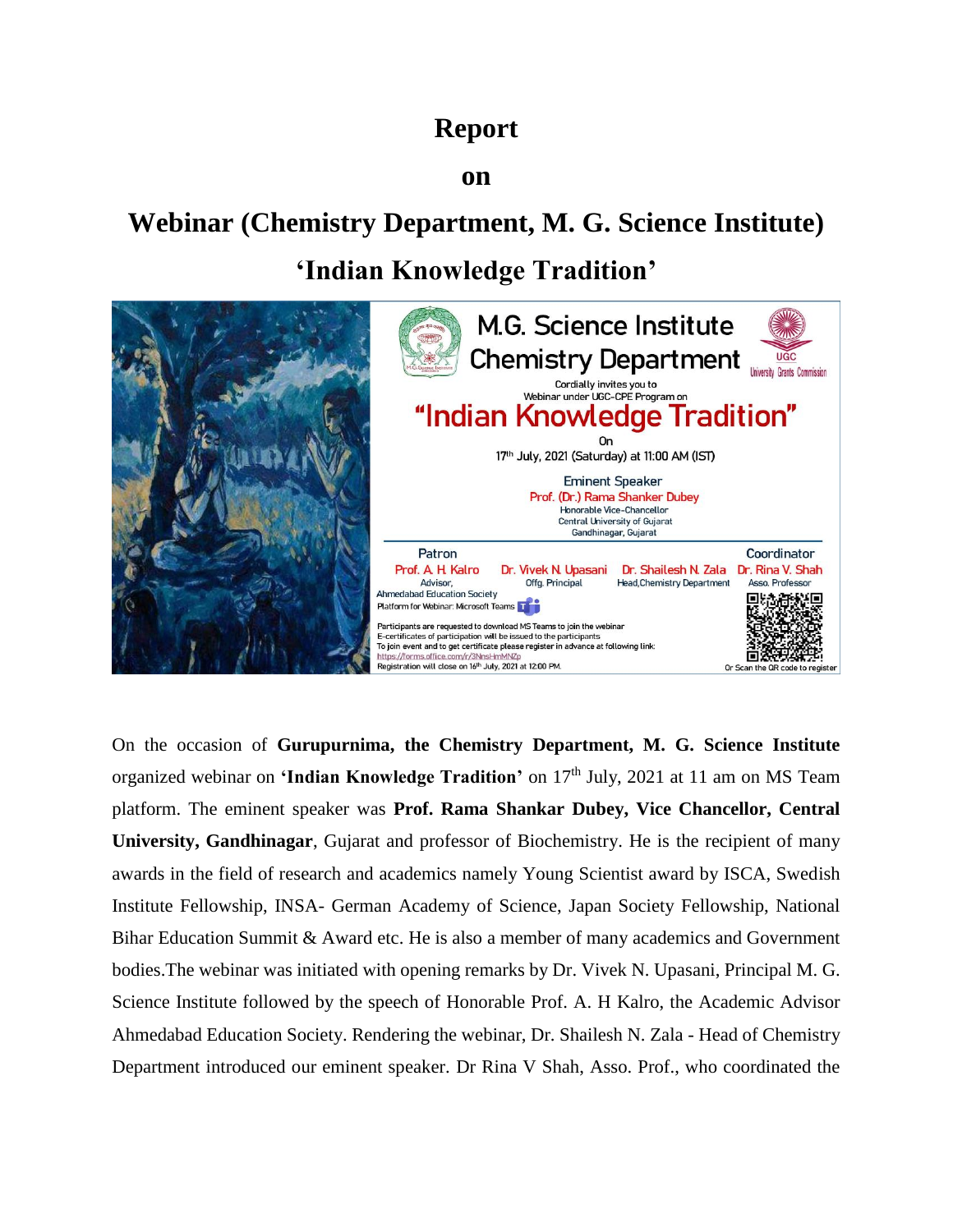# Report

# on

# Webinar (Chemistry Department, M. G. Science Institute)

# 'Indian Knowledge Tradition'

M.G. Science Institute
Chemistry Department

Cordially invites you to
Webinar under UGC-CPE Program on

**"Indian Knowledge Tradition"**

On
17th July, 2021 (Saturday) at 11:00 AM (IST)

Eminent Speaker
Prof. (Dr.) Rama Shanker Dubey
Honorable Vice-Chancellor
Central University of Gujarat
Gandhinagar, Gujarat

| Patron | | | Coordinator |
|---|---|---|---|
| Prof. A. H. Kalro | Dr. Vivek N. Upasani | Dr. Shailesh N. Zala | Dr. Rina V. Shah |
| Advisor, Ahmedabad Education Society | Offg. Principal | Head, Chemistry Department | Asso. Professor |

Platform for Webinar: Microsoft Teams

Participants are requested to download MS Teams to join the webinar
E-certificates of participation will be issued to the participants
To join event and to get certificate please register in advance at following link:
https://forms.office.com/r/3NinsHmMNZp
Registration will close on 16th July, 2021 at 12:00 PM.

Or Scan the QR code to register

On the occasion of **Gurupurnima, the Chemistry Department, M. G. Science Institute** organized webinar on **'Indian Knowledge Tradition'** on 17th July, 2021 at 11 am on MS Team platform. The eminent speaker was **Prof. Rama Shankar Dubey, Vice Chancellor, Central University, Gandhinagar**, Gujarat and professor of Biochemistry. He is the recipient of many awards in the field of research and academics namely Young Scientist award by ISCA, Swedish Institute Fellowship, INSA- German Academy of Science, Japan Society Fellowship, National Bihar Education Summit & Award etc. He is also a member of many academics and Government bodies.The webinar was initiated with opening remarks by Dr. Vivek N. Upasani, Principal M. G. Science Institute followed by the speech of Honorable Prof. A. H Kalro, the Academic Advisor Ahmedabad Education Society. Rendering the webinar, Dr. Shailesh N. Zala - Head of Chemistry Department introduced our eminent speaker. Dr Rina V Shah, Asso. Prof., who coordinated the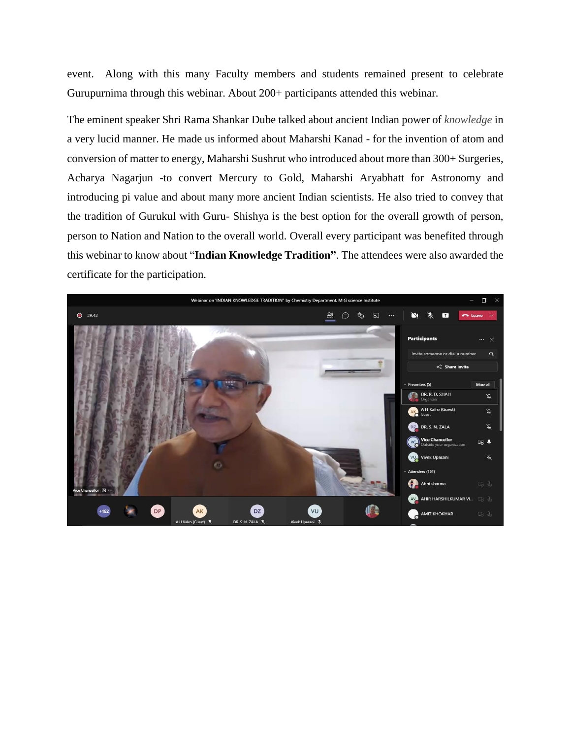event. Along with this many Faculty members and students remained present to celebrate Gurupurnima through this webinar. About 200+ participants attended this webinar.

The eminent speaker Shri Rama Shankar Dube talked about ancient Indian power of *knowledge* in a very lucid manner. He made us informed about Maharshi Kanad - for the invention of atom and conversion of matter to energy, Maharshi Sushrut who introduced about more than 300+ Surgeries, Acharya Nagarjun -to convert Mercury to Gold, Maharshi Aryabhatt for Astronomy and introducing pi value and about many more ancient Indian scientists. He also tried to convey that the tradition of Gurukul with Guru- Shishya is the best option for the overall growth of person, person to Nation and Nation to the overall world. Overall every participant was benefited through this webinar to know about "**Indian Knowledge Tradition**". The attendees were also awarded the certificate for the participation.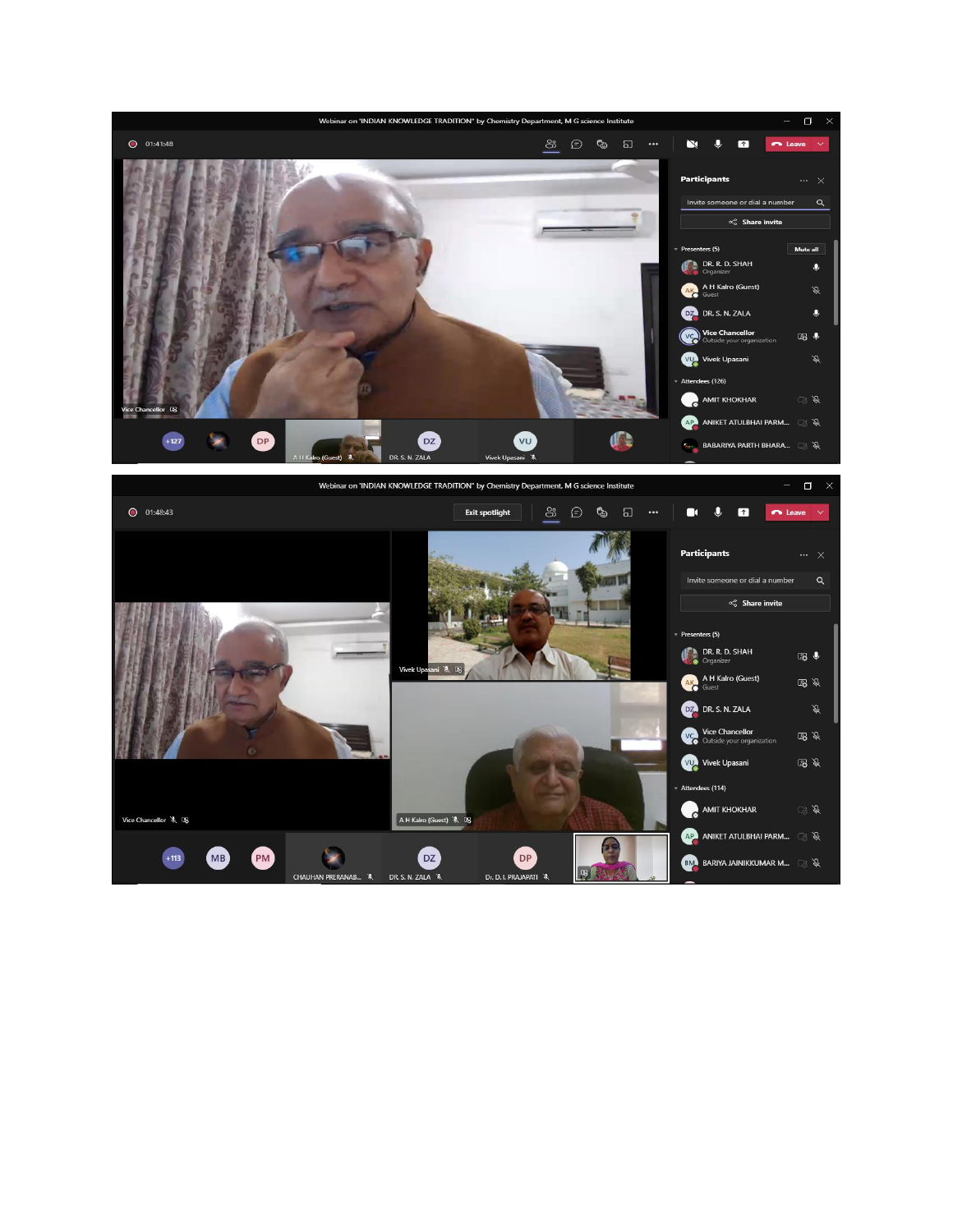Webinar on 'INDIAN KNOWLEDGE TRADITION" by Chemistry Department, M G science Institute

01:41:48

Leave

Participants

Invite someone or dial a number

Share invite

Presenters (5) Mute all

- DR. R. D. SHAH — Organizer
- A H Kalro (Guest) — Guest
- DR. S. N. ZALA
- Vice Chancellor — Outside your organization
- Vivek Upasani

Attendees (126)

- AMIT KHOKHAR
- ANIKET ATULBHAI PARM...
- BABARIYA PARTH BHARA...

Vice Chancellor

+127 DP A H Kalro (Guest) DZ DR. S. N. ZALA VU Vivek Upasani

Webinar on 'INDIAN KNOWLEDGE TRADITION" by Chemistry Department, M G science Institute

01:48:43

Exit spotlight

Leave

Participants

Invite someone or dial a number

Share invite

Presenters (5)

- DR. R. D. SHAH — Organizer
- A H Kalro (Guest) — Guest
- DR. S. N. ZALA
- Vice Chancellor — Outside your organization
- Vivek Upasani

Attendees (114)

- AMIT KHOKHAR
- ANIKET ATULBHAI PARM...
- BARIYA JAINIKKUMAR M...

Vivek Upasani

Vice Chancellor

A H Kalro (Guest)

+113 MB PM CHAUHAN PRERANAB... DZ DR. S. N. ZALA DP Dr. D. I. PRAJAPATI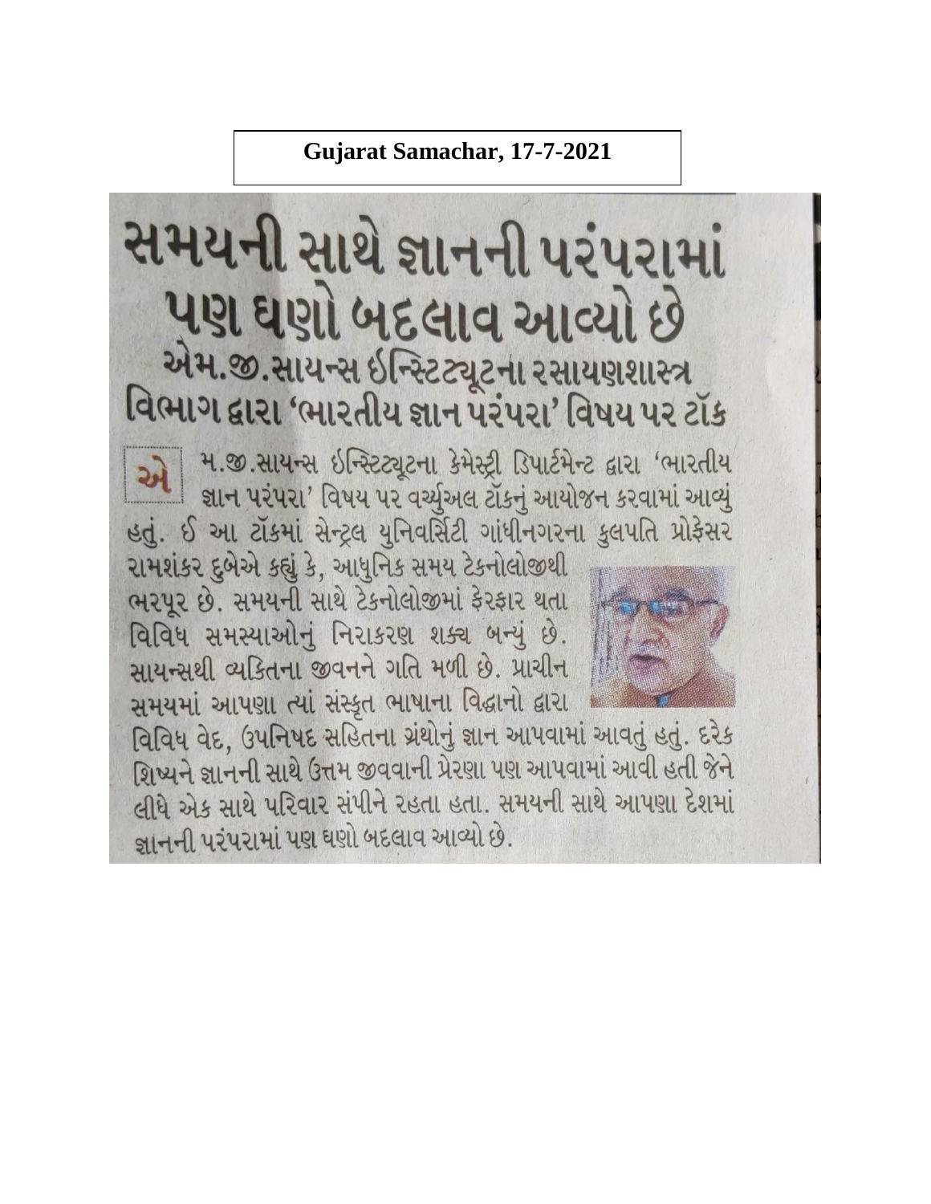**Gujarat Samachar, 17-7-2021**

# સમયની સાથે જ્ઞાનની પરંપરામાં પણ ઘણો બદલાવ આવ્યો છે

## એમ.જી.સાયન્સ ઈન્સ્ટિટ્યૂટના રસાયણશાસ્ત્ર વિભાગ દ્વારા 'ભારતીય જ્ઞાન પરંપરા' વિષય પર ટૉક

એમ.જી.સાયન્સ ઇન્સ્ટિટ્યૂટના કેમેસ્ટ્રી ડિપાર્ટમેન્ટ દ્વારા 'ભારતીય જ્ઞાન પરંપરા' વિષય પર વર્ચ્યુઅલ ટૉકનું આયોજન કરવામાં આવ્યું હતું. ઈ આ ટૉકમાં સેન્ટ્રલ યુનિવર્સિટી ગાંધીનગરના કુલપતિ પ્રોફેસર રામશંકર દુબેએ કહ્યું કે, આધુનિક સમય ટેકનોલોજીથી ભરપૂર છે. સમયની સાથે ટેકનોલોજીમાં ફેરફાર થતા વિવિધ સમસ્યાઓનું નિરાકરણ શક્ય બન્યું છે. સાયન્સથી વ્યક્તિના જીવનને ગતિ મળી છે. પ્રાચીન સમયમાં આપણા ત્યાં સંસ્કૃત ભાષાના વિદ્વાનો દ્વારા વિવિધ વેદ, ઉપનિષદ સહિતના ગ્રંથોનું જ્ઞાન આપવામાં આવતું હતું. દરેક શિષ્યને જ્ઞાનની સાથે ઉત્તમ જીવવાની પ્રેરણા પણ આપવામાં આવી હતી જેને લીધે એક સાથે પરિવાર સંપીને રહતા હતા. સમયની સાથે આપણા દેશમાં જ્ઞાનની પરંપરામાં પણ ઘણો બદલાવ આવ્યો છે.